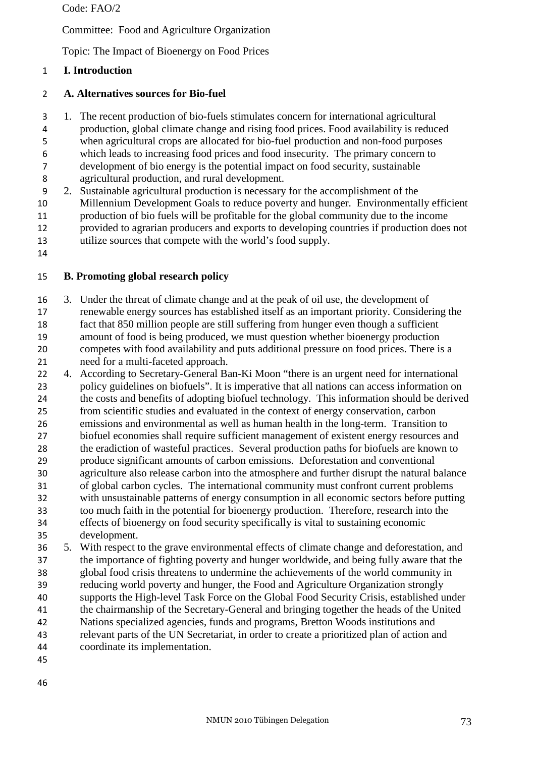Code: FAO/2

Committee: Food and Agriculture Organization

Topic: The Impact of Bioenergy on Food Prices

## I. Introduction

### A. Alternatives sources for Bio-fuel

1. The recent production of bio-fuels stimulates concern for international agricultural production, global climate change and rising food prices. Food availability is reduced when agricultural crops are allocated for bio-fuel production and non-food purposes which leads to increasing food prices and food insecurity. The primary concern to development of bio energy is the potential impact on food security, sustainable agricultural production, and rural development.
2. Sustainable agricultural production is necessary for the accomplishment of the Millennium Development Goals to reduce poverty and hunger. Environmentally efficient production of bio fuels will be profitable for the global community due to the income provided to agrarian producers and exports to developing countries if production does not utilize sources that compete with the world's food supply.

### B. Promoting global research policy

3. Under the threat of climate change and at the peak of oil use, the development of renewable energy sources has established itself as an important priority. Considering the fact that 850 million people are still suffering from hunger even though a sufficient amount of food is being produced, we must question whether bioenergy production competes with food availability and puts additional pressure on food prices. There is a need for a multi-faceted approach.
4. According to Secretary-General Ban-Ki Moon "there is an urgent need for international policy guidelines on biofuels". It is imperative that all nations can access information on the costs and benefits of adopting biofuel technology. This information should be derived from scientific studies and evaluated in the context of energy conservation, carbon emissions and environmental as well as human health in the long-term. Transition to biofuel economies shall require sufficient management of existent energy resources and the eradiction of wasteful practices. Several production paths for biofuels are known to produce significant amounts of carbon emissions. Deforestation and conventional agriculture also release carbon into the atmosphere and further disrupt the natural balance of global carbon cycles. The international community must confront current problems with unsustainable patterns of energy consumption in all economic sectors before putting too much faith in the potential for bioenergy production. Therefore, research into the effects of bioenergy on food security specifically is vital to sustaining economic development.
5. With respect to the grave environmental effects of climate change and deforestation, and the importance of fighting poverty and hunger worldwide, and being fully aware that the global food crisis threatens to undermine the achievements of the world community in reducing world poverty and hunger, the Food and Agriculture Organization strongly supports the High-level Task Force on the Global Food Security Crisis, established under the chairmanship of the Secretary-General and bringing together the heads of the United Nations specialized agencies, funds and programs, Bretton Woods institutions and relevant parts of the UN Secretariat, in order to create a prioritized plan of action and coordinate its implementation.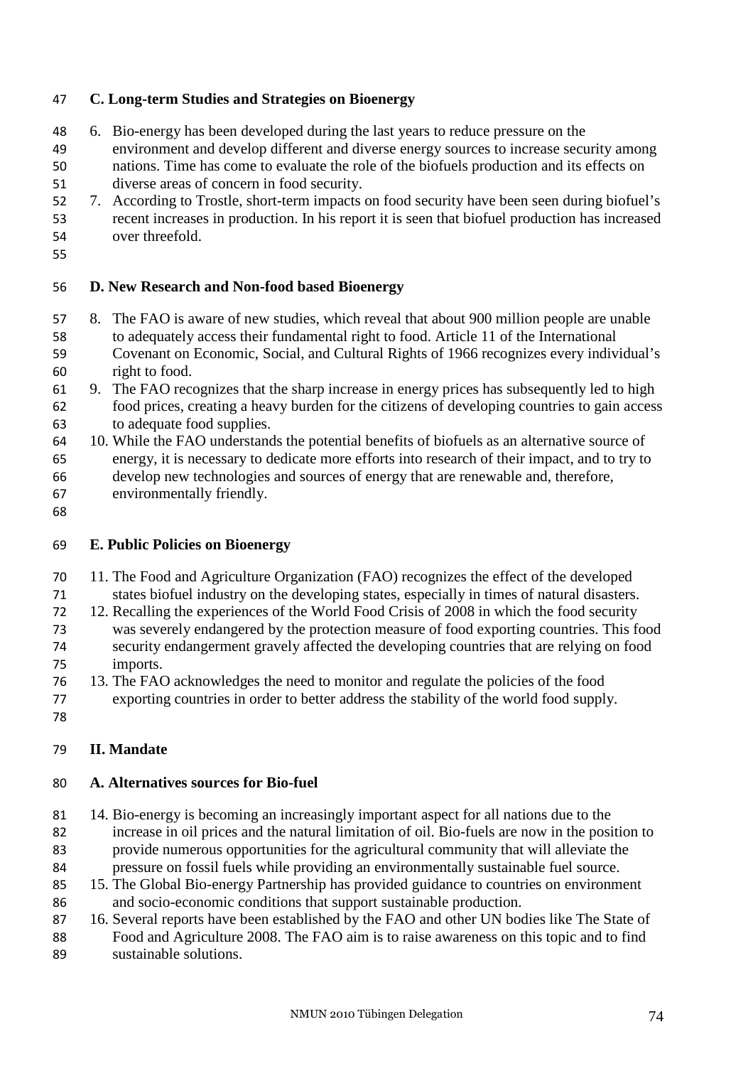### C. Long-term Studies and Strategies on Bioenergy

6. Bio-energy has been developed during the last years to reduce pressure on the environment and develop different and diverse energy sources to increase security among nations. Time has come to evaluate the role of the biofuels production and its effects on diverse areas of concern in food security.
7. According to Trostle, short-term impacts on food security have been seen during biofuel's recent increases in production. In his report it is seen that biofuel production has increased over threefold.

### D. New Research and Non-food based Bioenergy

8. The FAO is aware of new studies, which reveal that about 900 million people are unable to adequately access their fundamental right to food. Article 11 of the International Covenant on Economic, Social, and Cultural Rights of 1966 recognizes every individual's right to food.
9. The FAO recognizes that the sharp increase in energy prices has subsequently led to high food prices, creating a heavy burden for the citizens of developing countries to gain access to adequate food supplies.
10. While the FAO understands the potential benefits of biofuels as an alternative source of energy, it is necessary to dedicate more efforts into research of their impact, and to try to develop new technologies and sources of energy that are renewable and, therefore, environmentally friendly.

### E. Public Policies on Bioenergy

11. The Food and Agriculture Organization (FAO) recognizes the effect of the developed states biofuel industry on the developing states, especially in times of natural disasters.
12. Recalling the experiences of the World Food Crisis of 2008 in which the food security was severely endangered by the protection measure of food exporting countries. This food security endangerment gravely affected the developing countries that are relying on food imports.
13. The FAO acknowledges the need to monitor and regulate the policies of the food exporting countries in order to better address the stability of the world food supply.

## II. Mandate

### A. Alternatives sources for Bio-fuel

14. Bio-energy is becoming an increasingly important aspect for all nations due to the increase in oil prices and the natural limitation of oil. Bio-fuels are now in the position to provide numerous opportunities for the agricultural community that will alleviate the pressure on fossil fuels while providing an environmentally sustainable fuel source.
15. The Global Bio-energy Partnership has provided guidance to countries on environment and socio-economic conditions that support sustainable production.
16. Several reports have been established by the FAO and other UN bodies like The State of Food and Agriculture 2008. The FAO aim is to raise awareness on this topic and to find sustainable solutions.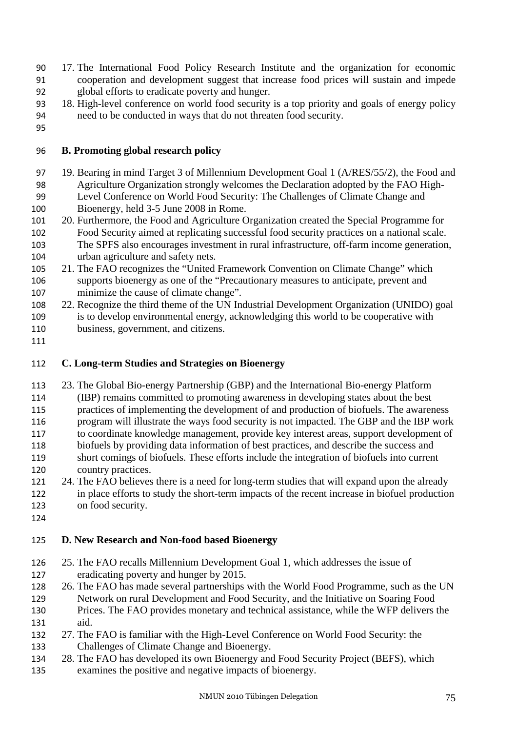17. The International Food Policy Research Institute and the organization for economic cooperation and development suggest that increase food prices will sustain and impede global efforts to eradicate poverty and hunger.
18. High-level conference on world food security is a top priority and goals of energy policy need to be conducted in ways that do not threaten food security.

## B. Promoting global research policy

19. Bearing in mind Target 3 of Millennium Development Goal 1 (A/RES/55/2), the Food and Agriculture Organization strongly welcomes the Declaration adopted by the FAO High-Level Conference on World Food Security: The Challenges of Climate Change and Bioenergy, held 3-5 June 2008 in Rome.
20. Furthermore, the Food and Agriculture Organization created the Special Programme for Food Security aimed at replicating successful food security practices on a national scale. The SPFS also encourages investment in rural infrastructure, off-farm income generation, urban agriculture and safety nets.
21. The FAO recognizes the "United Framework Convention on Climate Change" which supports bioenergy as one of the "Precautionary measures to anticipate, prevent and minimize the cause of climate change".
22. Recognize the third theme of the UN Industrial Development Organization (UNIDO) goal is to develop environmental energy, acknowledging this world to be cooperative with business, government, and citizens.

## C. Long-term Studies and Strategies on Bioenergy

23. The Global Bio-energy Partnership (GBP) and the International Bio-energy Platform (IBP) remains committed to promoting awareness in developing states about the best practices of implementing the development of and production of biofuels. The awareness program will illustrate the ways food security is not impacted. The GBP and the IBP work to coordinate knowledge management, provide key interest areas, support development of biofuels by providing data information of best practices, and describe the success and short comings of biofuels. These efforts include the integration of biofuels into current country practices.
24. The FAO believes there is a need for long-term studies that will expand upon the already in place efforts to study the short-term impacts of the recent increase in biofuel production on food security.

## D. New Research and Non-food based Bioenergy

25. The FAO recalls Millennium Development Goal 1, which addresses the issue of eradicating poverty and hunger by 2015.
26. The FAO has made several partnerships with the World Food Programme, such as the UN Network on rural Development and Food Security, and the Initiative on Soaring Food Prices. The FAO provides monetary and technical assistance, while the WFP delivers the aid.
27. The FAO is familiar with the High-Level Conference on World Food Security: the Challenges of Climate Change and Bioenergy.
28. The FAO has developed its own Bioenergy and Food Security Project (BEFS), which examines the positive and negative impacts of bioenergy.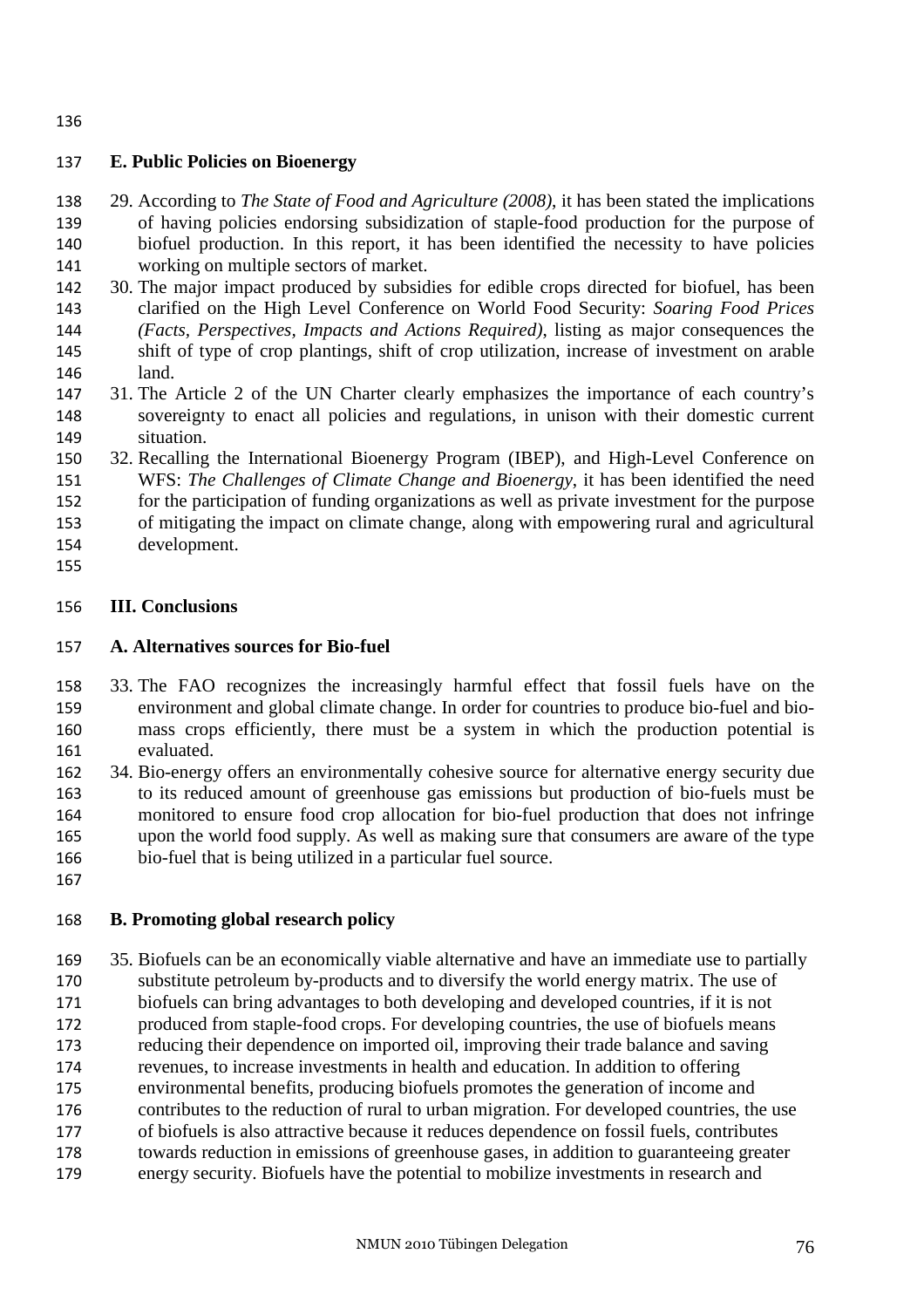### E. Public Policies on Bioenergy

29. According to *The State of Food and Agriculture (2008)*, it has been stated the implications of having policies endorsing subsidization of staple-food production for the purpose of biofuel production. In this report, it has been identified the necessity to have policies working on multiple sectors of market.
30. The major impact produced by subsidies for edible crops directed for biofuel, has been clarified on the High Level Conference on World Food Security: *Soaring Food Prices (Facts, Perspectives, Impacts and Actions Required)*, listing as major consequences the shift of type of crop plantings, shift of crop utilization, increase of investment on arable land.
31. The Article 2 of the UN Charter clearly emphasizes the importance of each country's sovereignty to enact all policies and regulations, in unison with their domestic current situation.
32. Recalling the International Bioenergy Program (IBEP), and High-Level Conference on WFS: *The Challenges of Climate Change and Bioenergy*, it has been identified the need for the participation of funding organizations as well as private investment for the purpose of mitigating the impact on climate change, along with empowering rural and agricultural development.

## III. Conclusions

### A. Alternatives sources for Bio-fuel

33. The FAO recognizes the increasingly harmful effect that fossil fuels have on the environment and global climate change. In order for countries to produce bio-fuel and bio-mass crops efficiently, there must be a system in which the production potential is evaluated.
34. Bio-energy offers an environmentally cohesive source for alternative energy security due to its reduced amount of greenhouse gas emissions but production of bio-fuels must be monitored to ensure food crop allocation for bio-fuel production that does not infringe upon the world food supply. As well as making sure that consumers are aware of the type bio-fuel that is being utilized in a particular fuel source.

### B. Promoting global research policy

35. Biofuels can be an economically viable alternative and have an immediate use to partially substitute petroleum by-products and to diversify the world energy matrix. The use of biofuels can bring advantages to both developing and developed countries, if it is not produced from staple-food crops. For developing countries, the use of biofuels means reducing their dependence on imported oil, improving their trade balance and saving revenues, to increase investments in health and education. In addition to offering environmental benefits, producing biofuels promotes the generation of income and contributes to the reduction of rural to urban migration. For developed countries, the use of biofuels is also attractive because it reduces dependence on fossil fuels, contributes towards reduction in emissions of greenhouse gases, in addition to guaranteeing greater energy security. Biofuels have the potential to mobilize investments in research and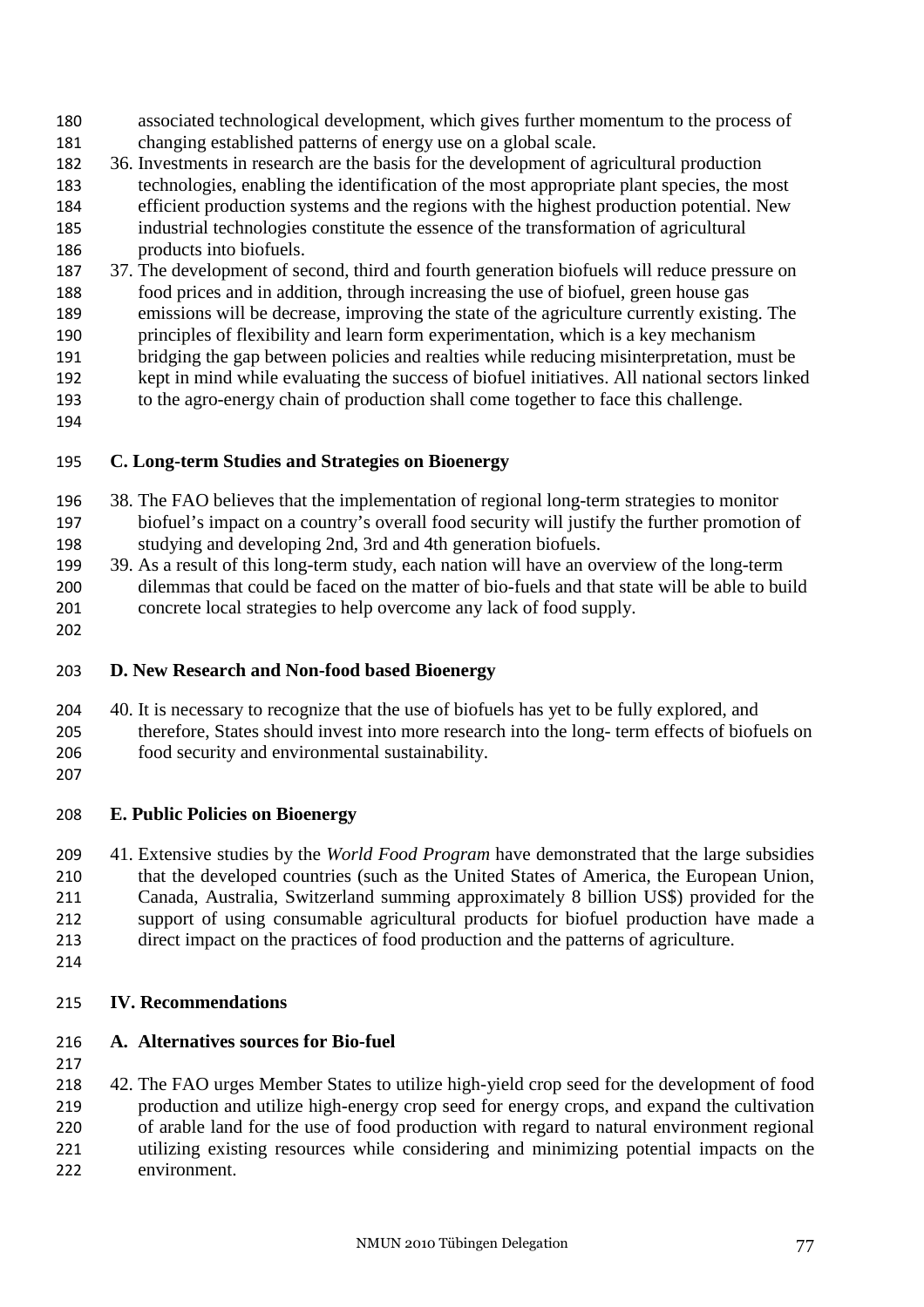associated technological development, which gives further momentum to the process of changing established patterns of energy use on a global scale.

36. Investments in research are the basis for the development of agricultural production technologies, enabling the identification of the most appropriate plant species, the most efficient production systems and the regions with the highest production potential. New industrial technologies constitute the essence of the transformation of agricultural products into biofuels.
37. The development of second, third and fourth generation biofuels will reduce pressure on food prices and in addition, through increasing the use of biofuel, green house gas emissions will be decrease, improving the state of the agriculture currently existing. The principles of flexibility and learn form experimentation, which is a key mechanism bridging the gap between policies and realties while reducing misinterpretation, must be kept in mind while evaluating the success of biofuel initiatives. All national sectors linked to the agro-energy chain of production shall come together to face this challenge.

**C. Long-term Studies and Strategies on Bioenergy**

38. The FAO believes that the implementation of regional long-term strategies to monitor biofuel's impact on a country's overall food security will justify the further promotion of studying and developing 2nd, 3rd and 4th generation biofuels.
39. As a result of this long-term study, each nation will have an overview of the long-term dilemmas that could be faced on the matter of bio-fuels and that state will be able to build concrete local strategies to help overcome any lack of food supply.

**D. New Research and Non-food based Bioenergy**

40. It is necessary to recognize that the use of biofuels has yet to be fully explored, and therefore, States should invest into more research into the long- term effects of biofuels on food security and environmental sustainability.

**E. Public Policies on Bioenergy**

41. Extensive studies by the *World Food Program* have demonstrated that the large subsidies that the developed countries (such as the United States of America, the European Union, Canada, Australia, Switzerland summing approximately 8 billion US$) provided for the support of using consumable agricultural products for biofuel production have made a direct impact on the practices of food production and the patterns of agriculture.

## IV. Recommendations

**A. Alternatives sources for Bio-fuel**

42. The FAO urges Member States to utilize high-yield crop seed for the development of food production and utilize high-energy crop seed for energy crops, and expand the cultivation of arable land for the use of food production with regard to natural environment regional utilizing existing resources while considering and minimizing potential impacts on the environment.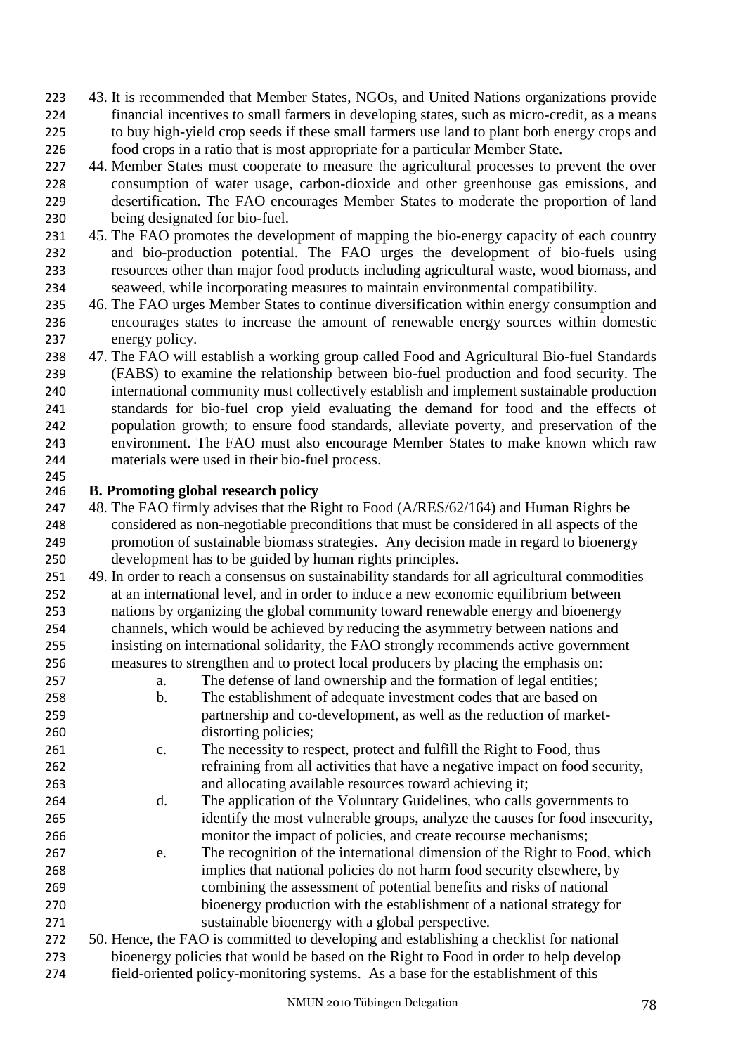43. It is recommended that Member States, NGOs, and United Nations organizations provide financial incentives to small farmers in developing states, such as micro-credit, as a means to buy high-yield crop seeds if these small farmers use land to plant both energy crops and food crops in a ratio that is most appropriate for a particular Member State.
44. Member States must cooperate to measure the agricultural processes to prevent the over consumption of water usage, carbon-dioxide and other greenhouse gas emissions, and desertification. The FAO encourages Member States to moderate the proportion of land being designated for bio-fuel.
45. The FAO promotes the development of mapping the bio-energy capacity of each country and bio-production potential. The FAO urges the development of bio-fuels using resources other than major food products including agricultural waste, wood biomass, and seaweed, while incorporating measures to maintain environmental compatibility.
46. The FAO urges Member States to continue diversification within energy consumption and encourages states to increase the amount of renewable energy sources within domestic energy policy.
47. The FAO will establish a working group called Food and Agricultural Bio-fuel Standards (FABS) to examine the relationship between bio-fuel production and food security. The international community must collectively establish and implement sustainable production standards for bio-fuel crop yield evaluating the demand for food and the effects of population growth; to ensure food standards, alleviate poverty, and preservation of the environment. The FAO must also encourage Member States to make known which raw materials were used in their bio-fuel process.

**B. Promoting global research policy**

48. The FAO firmly advises that the Right to Food (A/RES/62/164) and Human Rights be considered as non-negotiable preconditions that must be considered in all aspects of the promotion of sustainable biomass strategies. Any decision made in regard to bioenergy development has to be guided by human rights principles.
49. In order to reach a consensus on sustainability standards for all agricultural commodities at an international level, and in order to induce a new economic equilibrium between nations by organizing the global community toward renewable energy and bioenergy channels, which would be achieved by reducing the asymmetry between nations and insisting on international solidarity, the FAO strongly recommends active government measures to strengthen and to protect local producers by placing the emphasis on:
    a. The defense of land ownership and the formation of legal entities;
    b. The establishment of adequate investment codes that are based on partnership and co-development, as well as the reduction of market-distorting policies;
    c. The necessity to respect, protect and fulfill the Right to Food, thus refraining from all activities that have a negative impact on food security, and allocating available resources toward achieving it;
    d. The application of the Voluntary Guidelines, who calls governments to identify the most vulnerable groups, analyze the causes for food insecurity, monitor the impact of policies, and create recourse mechanisms;
    e. The recognition of the international dimension of the Right to Food, which implies that national policies do not harm food security elsewhere, by combining the assessment of potential benefits and risks of national bioenergy production with the establishment of a national strategy for sustainable bioenergy with a global perspective.
50. Hence, the FAO is committed to developing and establishing a checklist for national bioenergy policies that would be based on the Right to Food in order to help develop field-oriented policy-monitoring systems. As a base for the establishment of this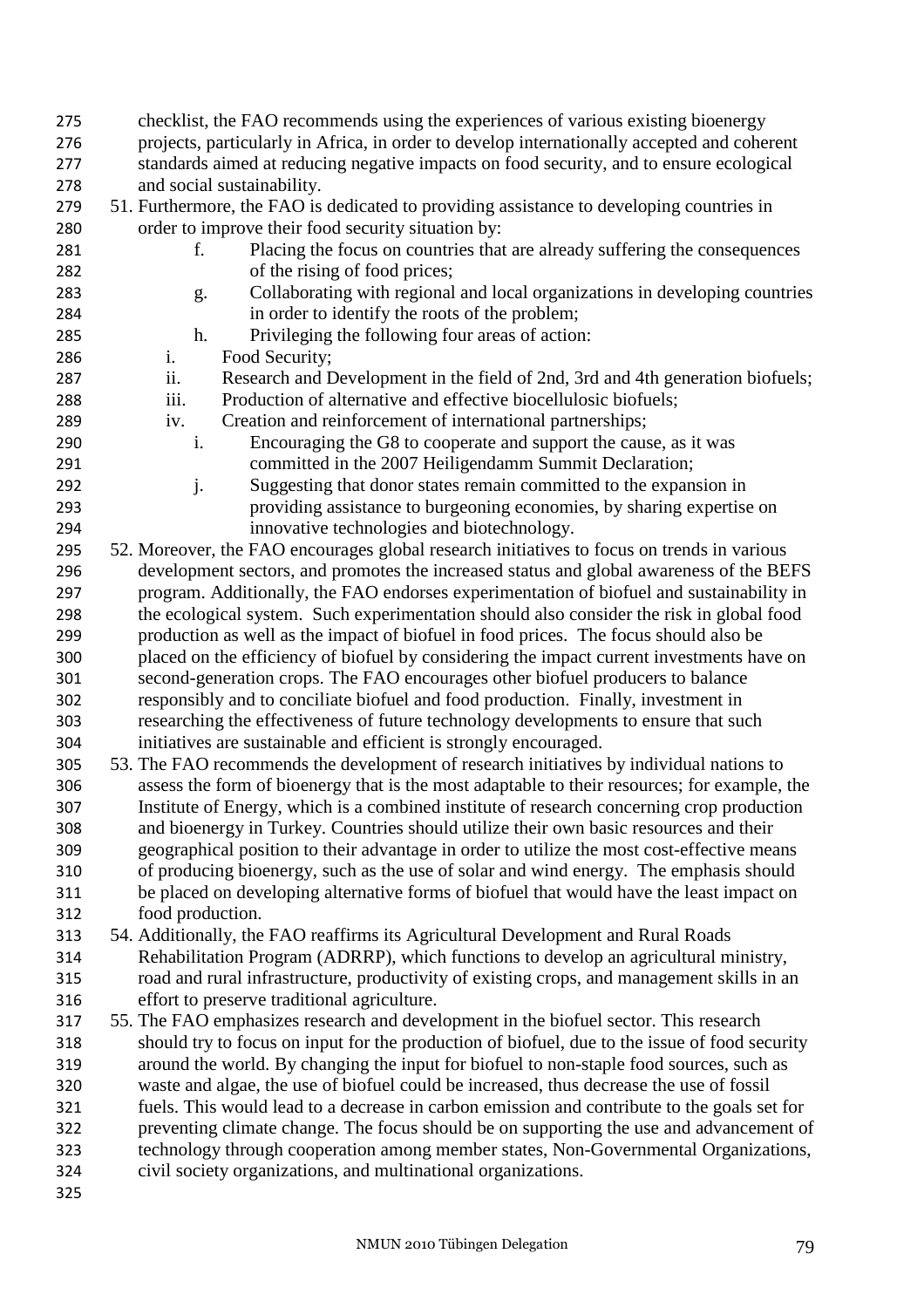checklist, the FAO recommends using the experiences of various existing bioenergy projects, particularly in Africa, in order to develop internationally accepted and coherent standards aimed at reducing negative impacts on food security, and to ensure ecological and social sustainability.

51. Furthermore, the FAO is dedicated to providing assistance to developing countries in order to improve their food security situation by:
    - f. Placing the focus on countries that are already suffering the consequences of the rising of food prices;
    - g. Collaborating with regional and local organizations in developing countries in order to identify the roots of the problem;
    - h. Privileging the following four areas of action:
        - i. Food Security;
        - ii. Research and Development in the field of 2nd, 3rd and 4th generation biofuels;
        - iii. Production of alternative and effective biocellulosic biofuels;
        - iv. Creation and reinforcement of international partnerships;
    - i. Encouraging the G8 to cooperate and support the cause, as it was committed in the 2007 Heiligendamm Summit Declaration;
    - j. Suggesting that donor states remain committed to the expansion in providing assistance to burgeoning economies, by sharing expertise on innovative technologies and biotechnology.
52. Moreover, the FAO encourages global research initiatives to focus on trends in various development sectors, and promotes the increased status and global awareness of the BEFS program. Additionally, the FAO endorses experimentation of biofuel and sustainability in the ecological system. Such experimentation should also consider the risk in global food production as well as the impact of biofuel in food prices. The focus should also be placed on the efficiency of biofuel by considering the impact current investments have on second-generation crops. The FAO encourages other biofuel producers to balance responsibly and to conciliate biofuel and food production. Finally, investment in researching the effectiveness of future technology developments to ensure that such initiatives are sustainable and efficient is strongly encouraged.
53. The FAO recommends the development of research initiatives by individual nations to assess the form of bioenergy that is the most adaptable to their resources; for example, the Institute of Energy, which is a combined institute of research concerning crop production and bioenergy in Turkey. Countries should utilize their own basic resources and their geographical position to their advantage in order to utilize the most cost-effective means of producing bioenergy, such as the use of solar and wind energy. The emphasis should be placed on developing alternative forms of biofuel that would have the least impact on food production.
54. Additionally, the FAO reaffirms its Agricultural Development and Rural Roads Rehabilitation Program (ADRRP), which functions to develop an agricultural ministry, road and rural infrastructure, productivity of existing crops, and management skills in an effort to preserve traditional agriculture.
55. The FAO emphasizes research and development in the biofuel sector. This research should try to focus on input for the production of biofuel, due to the issue of food security around the world. By changing the input for biofuel to non-staple food sources, such as waste and algae, the use of biofuel could be increased, thus decrease the use of fossil fuels. This would lead to a decrease in carbon emission and contribute to the goals set for preventing climate change. The focus should be on supporting the use and advancement of technology through cooperation among member states, Non-Governmental Organizations, civil society organizations, and multinational organizations.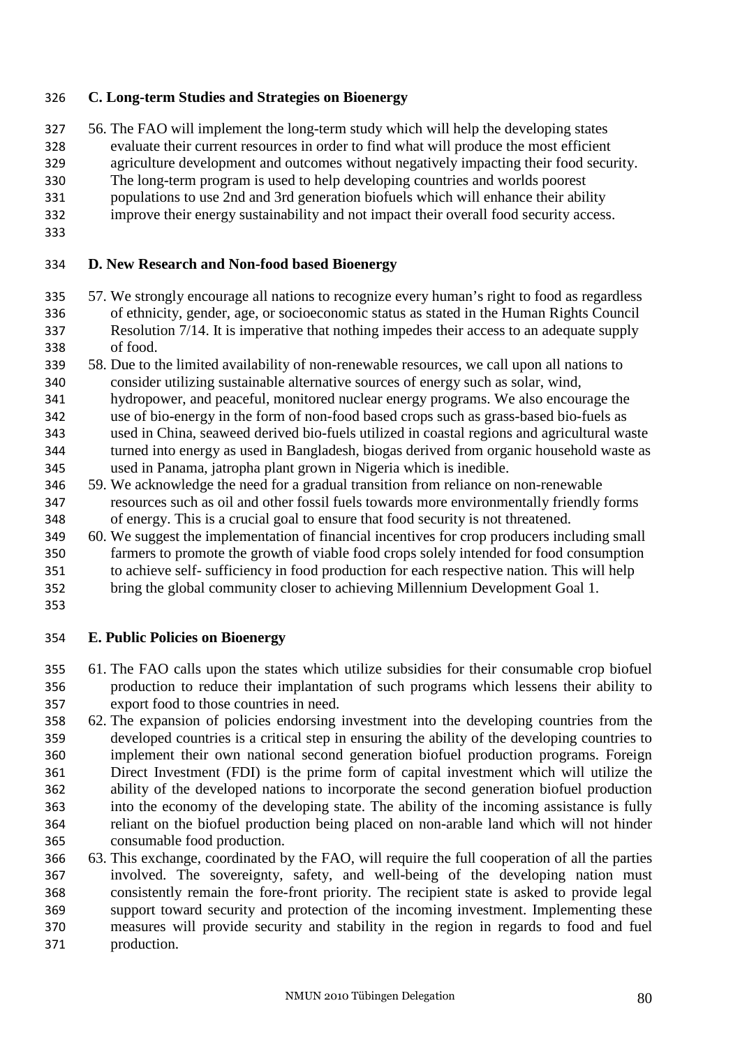**C. Long-term Studies and Strategies on Bioenergy**

56. The FAO will implement the long-term study which will help the developing states evaluate their current resources in order to find what will produce the most efficient agriculture development and outcomes without negatively impacting their food security. The long-term program is used to help developing countries and worlds poorest populations to use 2nd and 3rd generation biofuels which will enhance their ability improve their energy sustainability and not impact their overall food security access.

**D. New Research and Non-food based Bioenergy**

57. We strongly encourage all nations to recognize every human's right to food as regardless of ethnicity, gender, age, or socioeconomic status as stated in the Human Rights Council Resolution 7/14. It is imperative that nothing impedes their access to an adequate supply of food.
58. Due to the limited availability of non-renewable resources, we call upon all nations to consider utilizing sustainable alternative sources of energy such as solar, wind, hydropower, and peaceful, monitored nuclear energy programs. We also encourage the use of bio-energy in the form of non-food based crops such as grass-based bio-fuels as used in China, seaweed derived bio-fuels utilized in coastal regions and agricultural waste turned into energy as used in Bangladesh, biogas derived from organic household waste as used in Panama, jatropha plant grown in Nigeria which is inedible.
59. We acknowledge the need for a gradual transition from reliance on non-renewable resources such as oil and other fossil fuels towards more environmentally friendly forms of energy. This is a crucial goal to ensure that food security is not threatened.
60. We suggest the implementation of financial incentives for crop producers including small farmers to promote the growth of viable food crops solely intended for food consumption to achieve self- sufficiency in food production for each respective nation. This will help bring the global community closer to achieving Millennium Development Goal 1.

**E. Public Policies on Bioenergy**

61. The FAO calls upon the states which utilize subsidies for their consumable crop biofuel production to reduce their implantation of such programs which lessens their ability to export food to those countries in need.
62. The expansion of policies endorsing investment into the developing countries from the developed countries is a critical step in ensuring the ability of the developing countries to implement their own national second generation biofuel production programs. Foreign Direct Investment (FDI) is the prime form of capital investment which will utilize the ability of the developed nations to incorporate the second generation biofuel production into the economy of the developing state. The ability of the incoming assistance is fully reliant on the biofuel production being placed on non-arable land which will not hinder consumable food production.
63. This exchange, coordinated by the FAO, will require the full cooperation of all the parties involved. The sovereignty, safety, and well-being of the developing nation must consistently remain the fore-front priority. The recipient state is asked to provide legal support toward security and protection of the incoming investment. Implementing these measures will provide security and stability in the region in regards to food and fuel production.